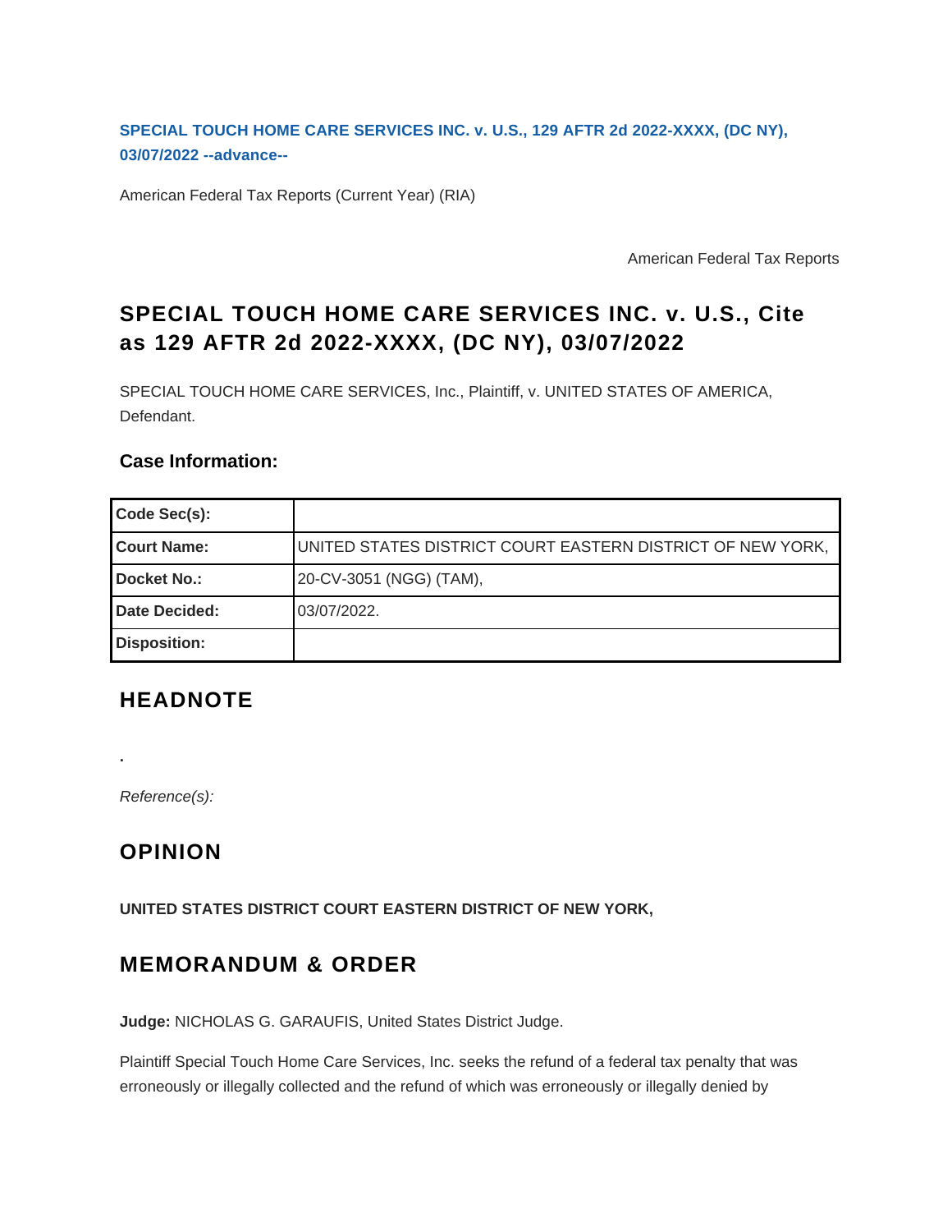**SPECIAL TOUCH HOME CARE SERVICES INC. v. U.S., 129 AFTR 2d 2022-XXXX, (DC NY), 03/07/2022 --advance--**

American Federal Tax Reports (Current Year) (RIA)

American Federal Tax Reports

## SPECIAL TOUCH HOME CARE SERVICES INC. v. U.S., Cite as 129 AFTR 2d 2022-XXXX, (DC NY), 03/07/2022

SPECIAL TOUCH HOME CARE SERVICES, Inc., Plaintiff, v. UNITED STATES OF AMERICA, Defendant.

### Case Information:

| | |
|---|---|
| **Code Sec(s):** | |
| **Court Name:** | UNITED STATES DISTRICT COURT EASTERN DISTRICT OF NEW YORK, |
| **Docket No.:** | 20-CV-3051 (NGG) (TAM), |
| **Date Decided:** | 03/07/2022. |
| **Disposition:** | |

## HEADNOTE

.

*Reference(s):*

## OPINION

**UNITED STATES DISTRICT COURT EASTERN DISTRICT OF NEW YORK,**

## MEMORANDUM & ORDER

**Judge:** NICHOLAS G. GARAUFIS, United States District Judge.

Plaintiff Special Touch Home Care Services, Inc. seeks the refund of a federal tax penalty that was erroneously or illegally collected and the refund of which was erroneously or illegally denied by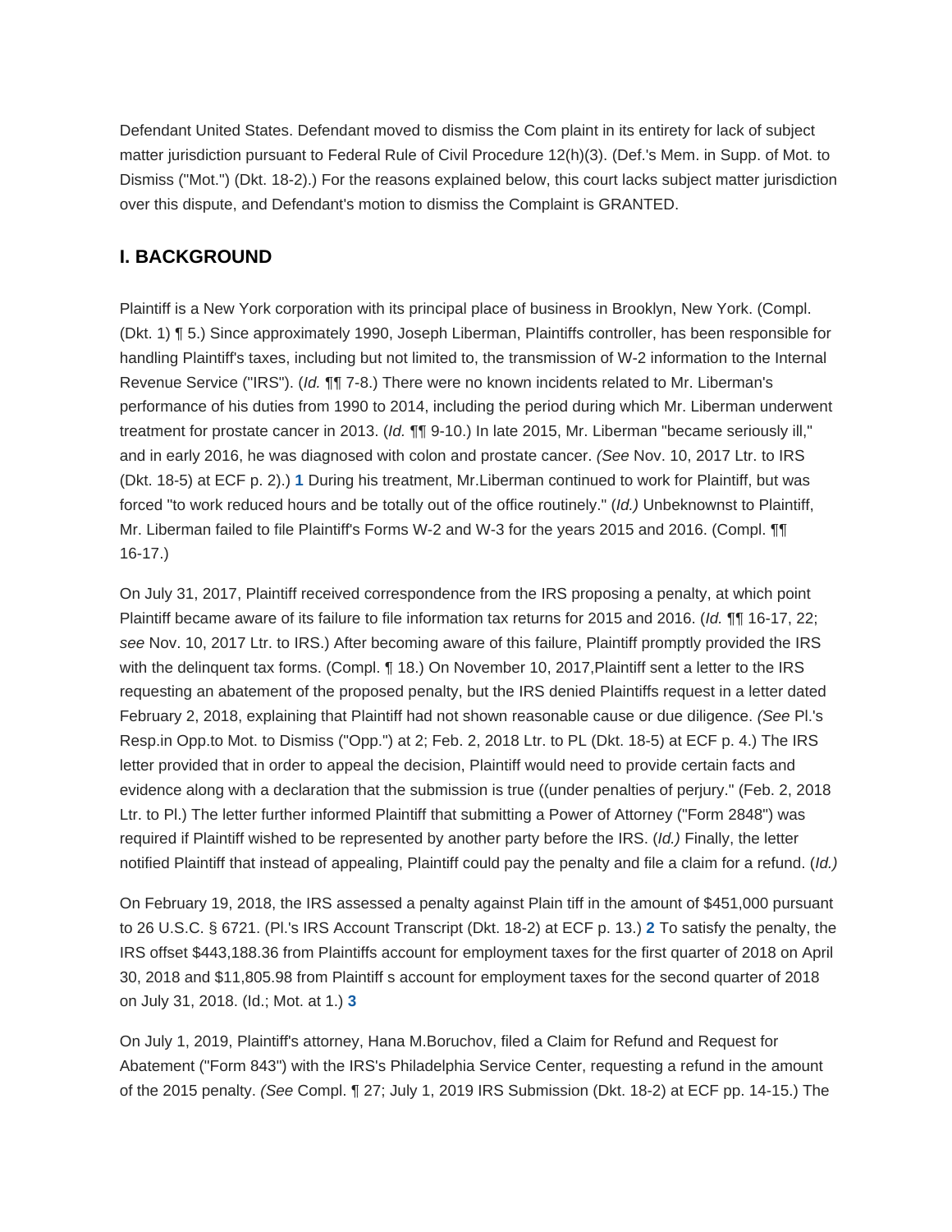Defendant United States. Defendant moved to dismiss the Com plaint in its entirety for lack of subject matter jurisdiction pursuant to Federal Rule of Civil Procedure 12(h)(3). (Def.'s Mem. in Supp. of Mot. to Dismiss ("Mot.") (Dkt. 18-2).) For the reasons explained below, this court lacks subject matter jurisdiction over this dispute, and Defendant's motion to dismiss the Complaint is GRANTED.

## I. BACKGROUND

Plaintiff is a New York corporation with its principal place of business in Brooklyn, New York. (Compl. (Dkt. 1) ¶ 5.) Since approximately 1990, Joseph Liberman, Plaintiffs controller, has been responsible for handling Plaintiff's taxes, including but not limited to, the transmission of W-2 information to the Internal Revenue Service ("IRS"). (*Id.* ¶¶ 7-8.) There were no known incidents related to Mr. Liberman's performance of his duties from 1990 to 2014, including the period during which Mr. Liberman underwent treatment for prostate cancer in 2013. (*Id.* ¶¶ 9-10.) In late 2015, Mr. Liberman "became seriously ill," and in early 2016, he was diagnosed with colon and prostate cancer. *(See* Nov. 10, 2017 Ltr. to IRS (Dkt. 18-5) at ECF p. 2).) **1** During his treatment, Mr.Liberman continued to work for Plaintiff, but was forced "to work reduced hours and be totally out of the office routinely." (*Id.)* Unbeknownst to Plaintiff, Mr. Liberman failed to file Plaintiff's Forms W-2 and W-3 for the years 2015 and 2016. (Compl. ¶¶ 16-17.)

On July 31, 2017, Plaintiff received correspondence from the IRS proposing a penalty, at which point Plaintiff became aware of its failure to file information tax returns for 2015 and 2016. (*Id.* ¶¶ 16-17, 22; *see* Nov. 10, 2017 Ltr. to IRS.) After becoming aware of this failure, Plaintiff promptly provided the IRS with the delinquent tax forms. (Compl. ¶ 18.) On November 10, 2017,Plaintiff sent a letter to the IRS requesting an abatement of the proposed penalty, but the IRS denied Plaintiffs request in a letter dated February 2, 2018, explaining that Plaintiff had not shown reasonable cause or due diligence. *(See* Pl.'s Resp.in Opp.to Mot. to Dismiss ("Opp.") at 2; Feb. 2, 2018 Ltr. to PL (Dkt. 18-5) at ECF p. 4.) The IRS letter provided that in order to appeal the decision, Plaintiff would need to provide certain facts and evidence along with a declaration that the submission is true ((under penalties of perjury." (Feb. 2, 2018 Ltr. to Pl.) The letter further informed Plaintiff that submitting a Power of Attorney ("Form 2848") was required if Plaintiff wished to be represented by another party before the IRS. (*Id.)* Finally, the letter notified Plaintiff that instead of appealing, Plaintiff could pay the penalty and file a claim for a refund. (*Id.)*

On February 19, 2018, the IRS assessed a penalty against Plain tiff in the amount of $451,000 pursuant to 26 U.S.C. § 6721. (Pl.'s IRS Account Transcript (Dkt. 18-2) at ECF p. 13.) **2** To satisfy the penalty, the IRS offset $443,188.36 from Plaintiffs account for employment taxes for the first quarter of 2018 on April 30, 2018 and $11,805.98 from Plaintiff s account for employment taxes for the second quarter of 2018 on July 31, 2018. (Id.; Mot. at 1.) **3**

On July 1, 2019, Plaintiff's attorney, Hana M.Boruchov, filed a Claim for Refund and Request for Abatement ("Form 843") with the IRS's Philadelphia Service Center, requesting a refund in the amount of the 2015 penalty. *(See* Compl. ¶ 27; July 1, 2019 IRS Submission (Dkt. 18-2) at ECF pp. 14-15.) The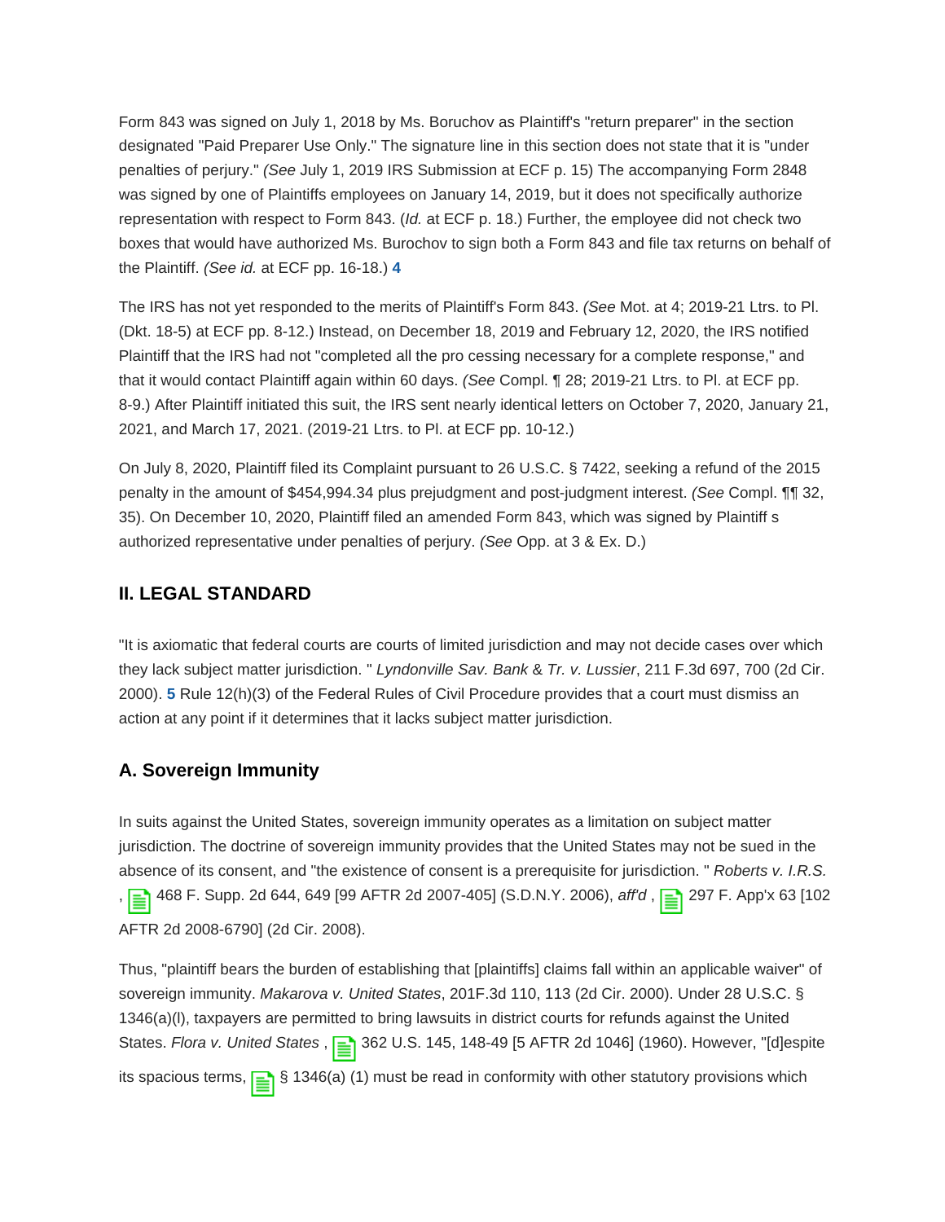Form 843 was signed on July 1, 2018 by Ms. Boruchov as Plaintiff's "return preparer" in the section designated "Paid Preparer Use Only." The signature line in this section does not state that it is "under penalties of perjury." *(See* July 1, 2019 IRS Submission at ECF p. 15) The accompanying Form 2848 was signed by one of Plaintiffs employees on January 14, 2019, but it does not specifically authorize representation with respect to Form 843. (*Id.* at ECF p. 18.) Further, the employee did not check two boxes that would have authorized Ms. Burochov to sign both a Form 843 and file tax returns on behalf of the Plaintiff. *(See id.* at ECF pp. 16-18.) **4**

The IRS has not yet responded to the merits of Plaintiff's Form 843. *(See* Mot. at 4; 2019-21 Ltrs. to Pl. (Dkt. 18-5) at ECF pp. 8-12.) Instead, on December 18, 2019 and February 12, 2020, the IRS notified Plaintiff that the IRS had not "completed all the pro cessing necessary for a complete response," and that it would contact Plaintiff again within 60 days. *(See* Compl. ¶ 28; 2019-21 Ltrs. to Pl. at ECF pp. 8-9.) After Plaintiff initiated this suit, the IRS sent nearly identical letters on October 7, 2020, January 21, 2021, and March 17, 2021. (2019-21 Ltrs. to Pl. at ECF pp. 10-12.)

On July 8, 2020, Plaintiff filed its Complaint pursuant to 26 U.S.C. § 7422, seeking a refund of the 2015 penalty in the amount of $454,994.34 plus prejudgment and post-judgment interest. *(See* Compl. ¶¶ 32, 35). On December 10, 2020, Plaintiff filed an amended Form 843, which was signed by Plaintiff s authorized representative under penalties of perjury. *(See* Opp. at 3 & Ex. D.)

## II. LEGAL STANDARD

"It is axiomatic that federal courts are courts of limited jurisdiction and may not decide cases over which they lack subject matter jurisdiction. " *Lyndonville Sav. Bank & Tr. v. Lussier*, 211 F.3d 697, 700 (2d Cir. 2000). **5** Rule 12(h)(3) of the Federal Rules of Civil Procedure provides that a court must dismiss an action at any point if it determines that it lacks subject matter jurisdiction.

### A. Sovereign Immunity

In suits against the United States, sovereign immunity operates as a limitation on subject matter jurisdiction. The doctrine of sovereign immunity provides that the United States may not be sued in the absence of its consent, and "the existence of consent is a prerequisite for jurisdiction. " *Roberts v. I.R.S.*, 468 F. Supp. 2d 644, 649 [99 AFTR 2d 2007-405] (S.D.N.Y. 2006), *aff'd* , 297 F. App'x 63 [102 AFTR 2d 2008-6790] (2d Cir. 2008).

Thus, "plaintiff bears the burden of establishing that [plaintiffs] claims fall within an applicable waiver" of sovereign immunity. *Makarova v. United States*, 201F.3d 110, 113 (2d Cir. 2000). Under 28 U.S.C. § 1346(a)(l), taxpayers are permitted to bring lawsuits in district courts for refunds against the United States. *Flora v. United States* , 362 U.S. 145, 148-49 [5 AFTR 2d 1046] (1960). However, "[d]espite its spacious terms, § 1346(a) (1) must be read in conformity with other statutory provisions which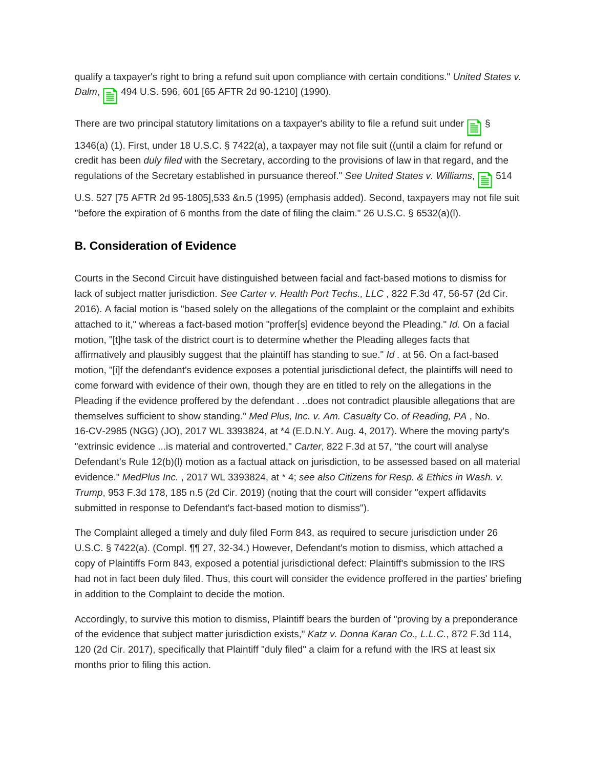qualify a taxpayer's right to bring a refund suit upon compliance with certain conditions." *United States v. Dalm*, 494 U.S. 596, 601 [65 AFTR 2d 90-1210] (1990).

There are two principal statutory limitations on a taxpayer's ability to file a refund suit under § 1346(a) (1). First, under 18 U.S.C. § 7422(a), a taxpayer may not file suit ((until a claim for refund or credit has been *duly filed* with the Secretary, according to the provisions of law in that regard, and the regulations of the Secretary established in pursuance thereof." *See United States v. Williams*, 514 U.S. 527 [75 AFTR 2d 95-1805],533 &n.5 (1995) (emphasis added). Second, taxpayers may not file suit "before the expiration of 6 months from the date of filing the claim." 26 U.S.C. § 6532(a)(l).

## B. Consideration of Evidence

Courts in the Second Circuit have distinguished between facial and fact-based motions to dismiss for lack of subject matter jurisdiction. *See Carter v. Health Port Techs., LLC* , 822 F.3d 47, 56-57 (2d Cir. 2016). A facial motion is "based solely on the allegations of the complaint or the complaint and exhibits attached to it," whereas a fact-based motion "proffer[s] evidence beyond the Pleading." *Id.* On a facial motion, "[t]he task of the district court is to determine whether the Pleading alleges facts that affirmatively and plausibly suggest that the plaintiff has standing to sue." *Id* . at 56. On a fact-based motion, "[i]f the defendant's evidence exposes a potential jurisdictional defect, the plaintiffs will need to come forward with evidence of their own, though they are en titled to rely on the allegations in the Pleading if the evidence proffered by the defendant . ..does not contradict plausible allegations that are themselves sufficient to show standing." *Med Plus, Inc. v. Am. Casualty* Co. *of Reading, PA* , No. 16-CV-2985 (NGG) (JO), 2017 WL 3393824, at *4 (E.D.N.Y. Aug. 4, 2017). Where the moving party's "extrinsic evidence ...is material and controverted," *Carter*, 822 F.3d at 57, "the court will analyse Defendant's Rule 12(b)(l) motion as a factual attack on jurisdiction, to be assessed based on all material evidence." *MedPlus Inc.* , 2017 WL 3393824, at * 4; *see also Citizens for Resp. & Ethics in Wash. v. Trump*, 953 F.3d 178, 185 n.5 (2d Cir. 2019) (noting that the court will consider "expert affidavits submitted in response to Defendant's fact-based motion to dismiss").

The Complaint alleged a timely and duly filed Form 843, as required to secure jurisdiction under 26 U.S.C. § 7422(a). (Compl. ¶¶ 27, 32-34.) However, Defendant's motion to dismiss, which attached a copy of Plaintiffs Form 843, exposed a potential jurisdictional defect: Plaintiff's submission to the IRS had not in fact been duly filed. Thus, this court will consider the evidence proffered in the parties' briefing in addition to the Complaint to decide the motion.

Accordingly, to survive this motion to dismiss, Plaintiff bears the burden of "proving by a preponderance of the evidence that subject matter jurisdiction exists," *Katz v. Donna Karan Co., L.L.C.*, 872 F.3d 114, 120 (2d Cir. 2017), specifically that Plaintiff "duly filed" a claim for a refund with the IRS at least six months prior to filing this action.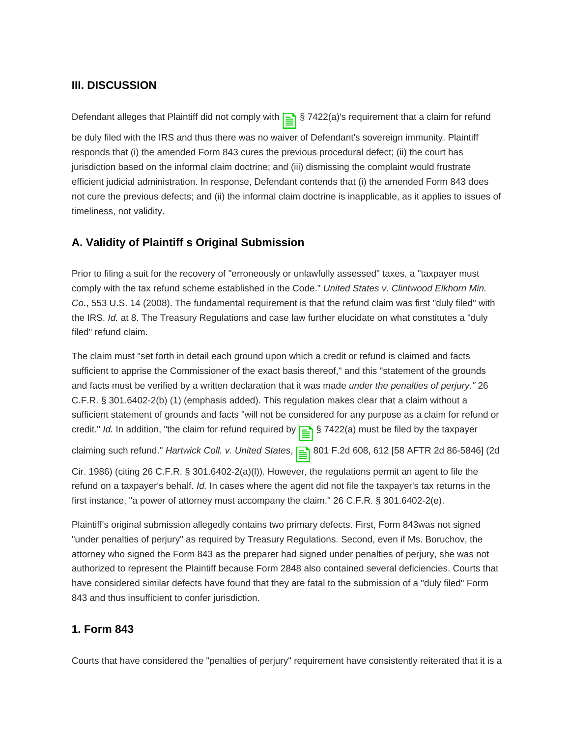## III. DISCUSSION

Defendant alleges that Plaintiff did not comply with § 7422(a)'s requirement that a claim for refund be duly filed with the IRS and thus there was no waiver of Defendant's sovereign immunity. Plaintiff responds that (i) the amended Form 843 cures the previous procedural defect; (ii) the court has jurisdiction based on the informal claim doctrine; and (iii) dismissing the complaint would frustrate efficient judicial administration. In response, Defendant contends that (i) the amended Form 843 does not cure the previous defects; and (ii) the informal claim doctrine is inapplicable, as it applies to issues of timeliness, not validity.

### A. Validity of Plaintiff s Original Submission

Prior to filing a suit for the recovery of "erroneously or unlawfully assessed" taxes, a "taxpayer must comply with the tax refund scheme established in the Code." *United States v. Clintwood Elkhorn Min. Co.*, 553 U.S. 14 (2008). The fundamental requirement is that the refund claim was first "duly filed" with the IRS. *Id.* at 8. The Treasury Regulations and case law further elucidate on what constitutes a "duly filed" refund claim.

The claim must "set forth in detail each ground upon which a credit or refund is claimed and facts sufficient to apprise the Commissioner of the exact basis thereof," and this "statement of the grounds and facts must be verified by a written declaration that it was made *under the penalties of perjury."* 26 C.F.R. § 301.6402-2(b) (1) (emphasis added). This regulation makes clear that a claim without a sufficient statement of grounds and facts "will not be considered for any purpose as a claim for refund or credit." *Id.* In addition, "the claim for refund required by § 7422(a) must be filed by the taxpayer claiming such refund." *Hartwick Coll. v. United States*, 801 F.2d 608, 612 [58 AFTR 2d 86-5846] (2d Cir. 1986) (citing 26 C.F.R. § 301.6402-2(a)(l)). However, the regulations permit an agent to file the refund on a taxpayer's behalf. *Id.* In cases where the agent did not file the taxpayer's tax returns in the first instance, "a power of attorney must accompany the claim." 26 C.F.R. § 301.6402-2(e).

Plaintiff's original submission allegedly contains two primary defects. First, Form 843was not signed "under penalties of perjury" as required by Treasury Regulations. Second, even if Ms. Boruchov, the attorney who signed the Form 843 as the preparer had signed under penalties of perjury, she was not authorized to represent the Plaintiff because Form 2848 also contained several deficiencies. Courts that have considered similar defects have found that they are fatal to the submission of a "duly filed" Form 843 and thus insufficient to confer jurisdiction.

#### 1. Form 843

Courts that have considered the "penalties of perjury" requirement have consistently reiterated that it is a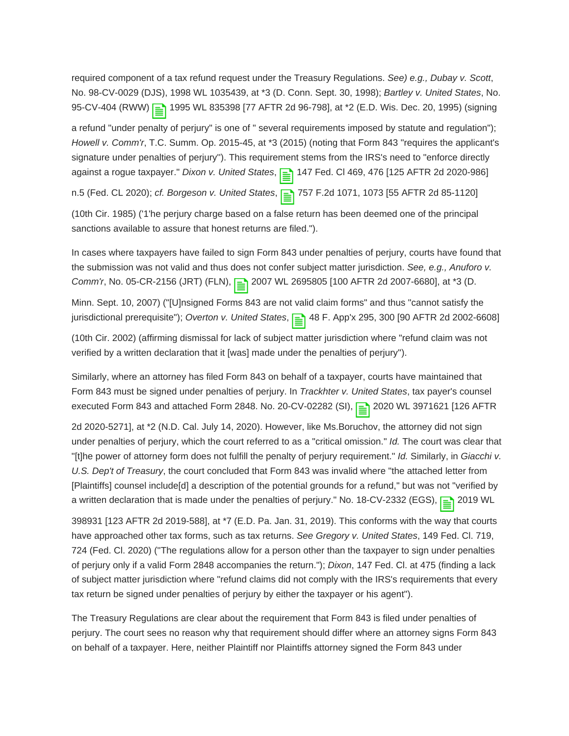required component of a tax refund request under the Treasury Regulations. *See) e.g., Dubay v. Scott*, No. 98-CV-0029 (DJS), 1998 WL 1035439, at *3 (D. Conn. Sept. 30, 1998); *Bartley v. United States*, No. 95-CV-404 (RWW) 1995 WL 835398 [77 AFTR 2d 96-798], at *2 (E.D. Wis. Dec. 20, 1995) (signing a refund "under penalty of perjury" is one of " several requirements imposed by statute and regulation"); *Howell v. Comm'r*, T.C. Summ. Op. 2015-45, at *3 (2015) (noting that Form 843 "requires the applicant's signature under penalties of perjury"). This requirement stems from the IRS's need to "enforce directly against a rogue taxpayer." *Dixon v. United States*, 147 Fed. Cl 469, 476 [125 AFTR 2d 2020-986] n.5 (Fed. CL 2020); *cf. Borgeson v. United States*, 757 F.2d 1071, 1073 [55 AFTR 2d 85-1120] (10th Cir. 1985) ('1'he perjury charge based on a false return has been deemed one of the principal sanctions available to assure that honest returns are filed.").

In cases where taxpayers have failed to sign Form 843 under penalties of perjury, courts have found that the submission was not valid and thus does not confer subject matter jurisdiction. *See, e.g., Anuforo v. Comm'r*, No. 05-CR-2156 (JRT) (FLN), 2007 WL 2695805 [100 AFTR 2d 2007-6680], at *3 (D. Minn. Sept. 10, 2007) ("[U]nsigned Forms 843 are not valid claim forms" and thus "cannot satisfy the jurisdictional prerequisite"); *Overton v. United States*, 48 F. App'x 295, 300 [90 AFTR 2d 2002-6608] (10th Cir. 2002) (affirming dismissal for lack of subject matter jurisdiction where "refund claim was not verified by a written declaration that it [was] made under the penalties of perjury").

Similarly, where an attorney has filed Form 843 on behalf of a taxpayer, courts have maintained that Form 843 must be signed under penalties of perjury. In *Trackhter v. United States*, tax payer's counsel executed Form 843 and attached Form 2848. No. 20-CV-02282 (SI), 2020 WL 3971621 [126 AFTR 2d 2020-5271], at *2 (N.D. Cal. July 14, 2020). However, like Ms.Boruchov, the attorney did not sign under penalties of perjury, which the court referred to as a "critical omission." *Id.* The court was clear that "[t]he power of attorney form does not fulfill the penalty of perjury requirement." *Id.* Similarly, in *Giacchi v. U.S. Dep't of Treasury*, the court concluded that Form 843 was invalid where "the attached letter from [Plaintiffs] counsel include[d] a description of the potential grounds for a refund," but was not "verified by a written declaration that is made under the penalties of perjury." No. 18-CV-2332 (EGS), 2019 WL 398931 [123 AFTR 2d 2019-588], at *7 (E.D. Pa. Jan. 31, 2019). This conforms with the way that courts have approached other tax forms, such as tax returns. *See Gregory v. United States*, 149 Fed. Cl. 719, 724 (Fed. Cl. 2020) ("The regulations allow for a person other than the taxpayer to sign under penalties of perjury only if a valid Form 2848 accompanies the return."); *Dixon*, 147 Fed. Cl. at 475 (finding a lack of subject matter jurisdiction where "refund claims did not comply with the IRS's requirements that every tax return be signed under penalties of perjury by either the taxpayer or his agent").

The Treasury Regulations are clear about the requirement that Form 843 is filed under penalties of perjury. The court sees no reason why that requirement should differ where an attorney signs Form 843 on behalf of a taxpayer. Here, neither Plaintiff nor Plaintiffs attorney signed the Form 843 under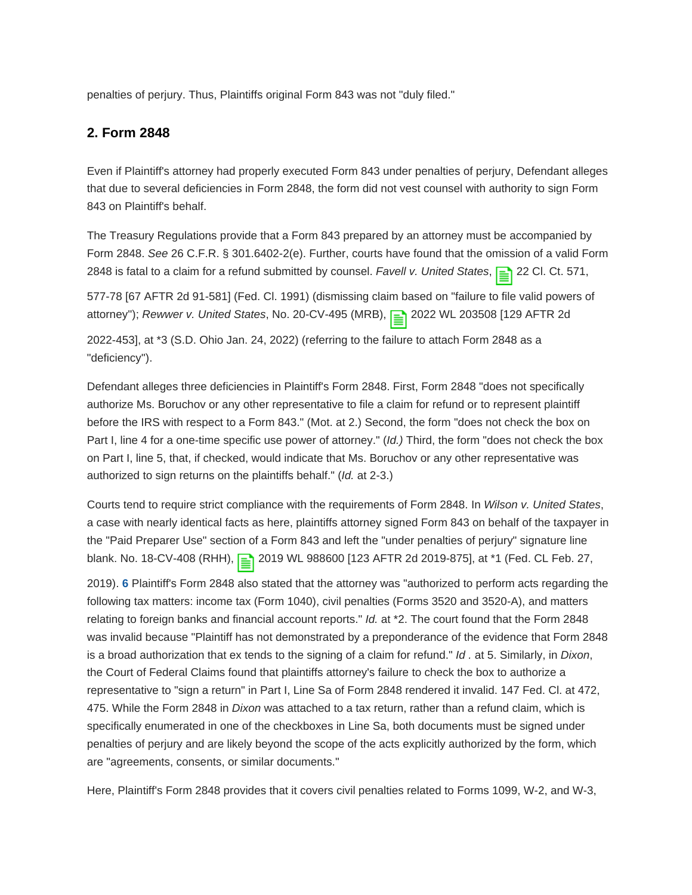penalties of perjury. Thus, Plaintiffs original Form 843 was not "duly filed."

### 2. Form 2848

Even if Plaintiff's attorney had properly executed Form 843 under penalties of perjury, Defendant alleges that due to several deficiencies in Form 2848, the form did not vest counsel with authority to sign Form 843 on Plaintiff's behalf.

The Treasury Regulations provide that a Form 843 prepared by an attorney must be accompanied by Form 2848. *See* 26 C.F.R. § 301.6402-2(e). Further, courts have found that the omission of a valid Form 2848 is fatal to a claim for a refund submitted by counsel. *Favell v. United States*, 22 Cl. Ct. 571, 577-78 [67 AFTR 2d 91-581] (Fed. Cl. 1991) (dismissing claim based on "failure to file valid powers of attorney"); *Rewwer v. United States*, No. 20-CV-495 (MRB), 2022 WL 203508 [129 AFTR 2d 2022-453], at *3 (S.D. Ohio Jan. 24, 2022) (referring to the failure to attach Form 2848 as a "deficiency").

Defendant alleges three deficiencies in Plaintiff's Form 2848. First, Form 2848 "does not specifically authorize Ms. Boruchov or any other representative to file a claim for refund or to represent plaintiff before the IRS with respect to a Form 843." (Mot. at 2.) Second, the form "does not check the box on Part I, line 4 for a one-time specific use power of attorney." (*Id.)* Third, the form "does not check the box on Part I, line 5, that, if checked, would indicate that Ms. Boruchov or any other representative was authorized to sign returns on the plaintiffs behalf." (*Id.* at 2-3.)

Courts tend to require strict compliance with the requirements of Form 2848. In *Wilson v. United States*, a case with nearly identical facts as here, plaintiffs attorney signed Form 843 on behalf of the taxpayer in the "Paid Preparer Use" section of a Form 843 and left the "under penalties of perjury" signature line blank. No. 18-CV-408 (RHH), 2019 WL 988600 [123 AFTR 2d 2019-875], at *1 (Fed. CL Feb. 27, 2019). **6** Plaintiff's Form 2848 also stated that the attorney was "authorized to perform acts regarding the following tax matters: income tax (Form 1040), civil penalties (Forms 3520 and 3520-A), and matters relating to foreign banks and financial account reports." *Id.* at *2. The court found that the Form 2848 was invalid because "Plaintiff has not demonstrated by a preponderance of the evidence that Form 2848 is a broad authorization that ex tends to the signing of a claim for refund." *Id* . at 5. Similarly, in *Dixon*, the Court of Federal Claims found that plaintiffs attorney's failure to check the box to authorize a representative to "sign a return" in Part I, Line Sa of Form 2848 rendered it invalid. 147 Fed. Cl. at 472, 475. While the Form 2848 in *Dixon* was attached to a tax return, rather than a refund claim, which is specifically enumerated in one of the checkboxes in Line Sa, both documents must be signed under penalties of perjury and are likely beyond the scope of the acts explicitly authorized by the form, which are "agreements, consents, or similar documents."

Here, Plaintiff's Form 2848 provides that it covers civil penalties related to Forms 1099, W-2, and W-3,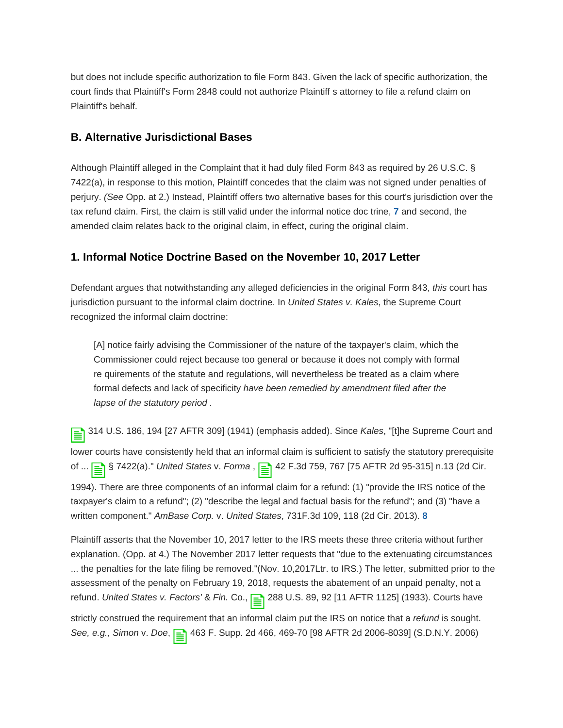but does not include specific authorization to file Form 843. Given the lack of specific authorization, the court finds that Plaintiff's Form 2848 could not authorize Plaintiff s attorney to file a refund claim on Plaintiff's behalf.

### B. Alternative Jurisdictional Bases

Although Plaintiff alleged in the Complaint that it had duly filed Form 843 as required by 26 U.S.C. § 7422(a), in response to this motion, Plaintiff concedes that the claim was not signed under penalties of perjury. *(See* Opp. at 2.) Instead, Plaintiff offers two alternative bases for this court's jurisdiction over the tax refund claim. First, the claim is still valid under the informal notice doc trine, **7** and second, the amended claim relates back to the original claim, in effect, curing the original claim.

### 1. Informal Notice Doctrine Based on the November 10, 2017 Letter

Defendant argues that notwithstanding any alleged deficiencies in the original Form 843, *this* court has jurisdiction pursuant to the informal claim doctrine. In *United States v. Kales*, the Supreme Court recognized the informal claim doctrine:

> [A] notice fairly advising the Commissioner of the nature of the taxpayer's claim, which the Commissioner could reject because too general or because it does not comply with formal re quirements of the statute and regulations, will nevertheless be treated as a claim where formal defects and lack of specificity *have been remedied by amendment filed after the lapse of the statutory period* .

314 U.S. 186, 194 [27 AFTR 309] (1941) (emphasis added). Since *Kales*, "[t]he Supreme Court and lower courts have consistently held that an informal claim is sufficient to satisfy the statutory prerequisite of ... § 7422(a)." *United States* v. *Forma* , 42 F.3d 759, 767 [75 AFTR 2d 95-315] n.13 (2d Cir. 1994). There are three components of an informal claim for a refund: (1) "provide the IRS notice of the taxpayer's claim to a refund"; (2) "describe the legal and factual basis for the refund"; and (3) "have a written component." *AmBase Corp.* v. *United States*, 731F.3d 109, 118 (2d Cir. 2013). **8**

Plaintiff asserts that the November 10, 2017 letter to the IRS meets these three criteria without further explanation. (Opp. at 4.) The November 2017 letter requests that "due to the extenuating circumstances ... the penalties for the late filing be removed."(Nov. 10,2017Ltr. to IRS.) The letter, submitted prior to the assessment of the penalty on February 19, 2018, requests the abatement of an unpaid penalty, not a refund. *United States v. Factors'* & *Fin.* Co., 288 U.S. 89, 92 [11 AFTR 1125] (1933). Courts have strictly construed the requirement that an informal claim put the IRS on notice that a *refund* is sought. *See, e.g., Simon* v. *Doe*, 463 F. Supp. 2d 466, 469-70 [98 AFTR 2d 2006-8039] (S.D.N.Y. 2006)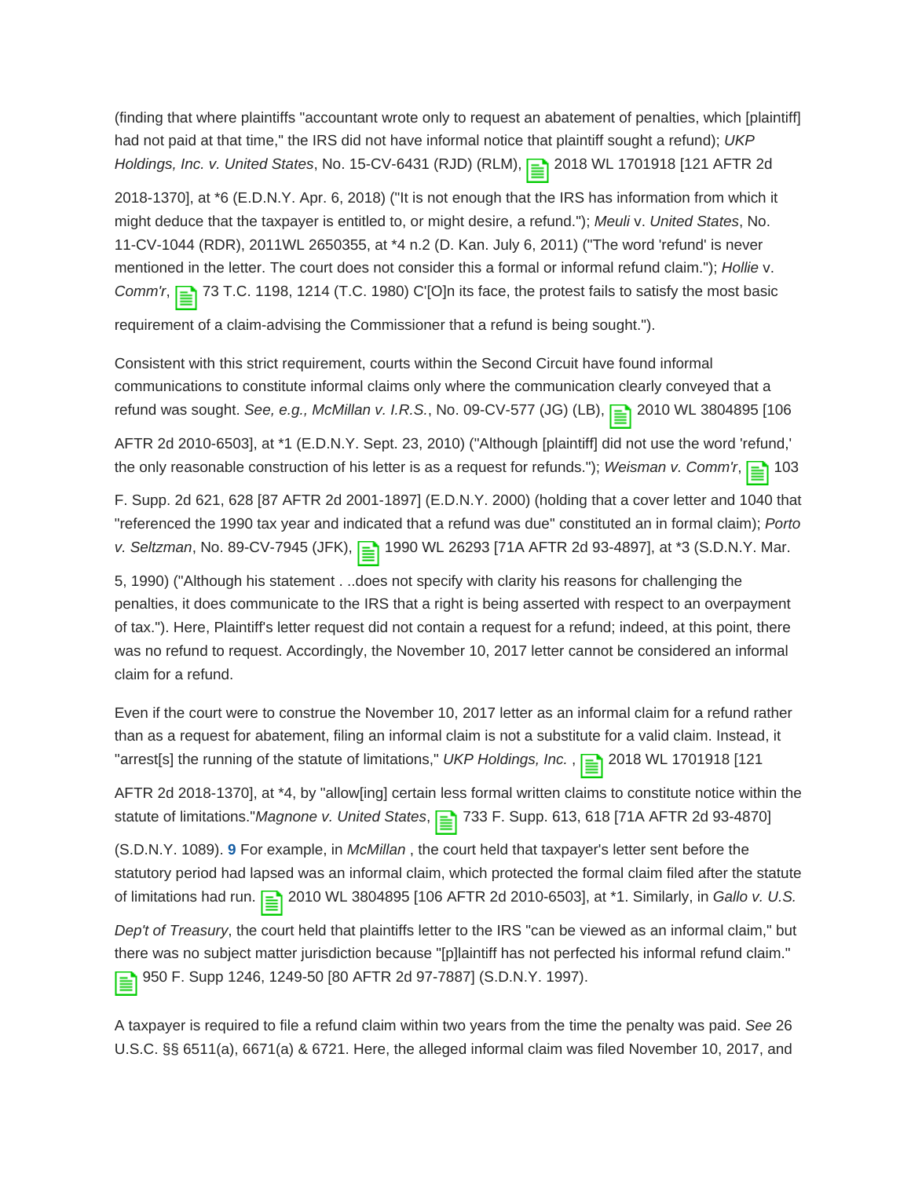(finding that where plaintiffs "accountant wrote only to request an abatement of penalties, which [plaintiff] had not paid at that time," the IRS did not have informal notice that plaintiff sought a refund); *UKP Holdings, Inc. v. United States*, No. 15-CV-6431 (RJD) (RLM), 2018 WL 1701918 [121 AFTR 2d 2018-1370], at *6 (E.D.N.Y. Apr. 6, 2018) ("It is not enough that the IRS has information from which it might deduce that the taxpayer is entitled to, or might desire, a refund."); *Meuli* v. *United States*, No. 11-CV-1044 (RDR), 2011WL 2650355, at *4 n.2 (D. Kan. July 6, 2011) ("The word 'refund' is never mentioned in the letter. The court does not consider this a formal or informal refund claim."); *Hollie* v. *Comm'r*, 73 T.C. 1198, 1214 (T.C. 1980) C'[O]n its face, the protest fails to satisfy the most basic requirement of a claim-advising the Commissioner that a refund is being sought.").

Consistent with this strict requirement, courts within the Second Circuit have found informal communications to constitute informal claims only where the communication clearly conveyed that a refund was sought. *See, e.g., McMillan v. I.R.S.*, No. 09-CV-577 (JG) (LB), 2010 WL 3804895 [106 AFTR 2d 2010-6503], at *1 (E.D.N.Y. Sept. 23, 2010) ("Although [plaintiff] did not use the word 'refund,' the only reasonable construction of his letter is as a request for refunds."); *Weisman v. Comm'r*, 103 F. Supp. 2d 621, 628 [87 AFTR 2d 2001-1897] (E.D.N.Y. 2000) (holding that a cover letter and 1040 that "referenced the 1990 tax year and indicated that a refund was due" constituted an in formal claim); *Porto v. Seltzman*, No. 89-CV-7945 (JFK), 1990 WL 26293 [71A AFTR 2d 93-4897], at *3 (S.D.N.Y. Mar. 5, 1990) ("Although his statement . ..does not specify with clarity his reasons for challenging the penalties, it does communicate to the IRS that a right is being asserted with respect to an overpayment of tax."). Here, Plaintiff's letter request did not contain a request for a refund; indeed, at this point, there was no refund to request. Accordingly, the November 10, 2017 letter cannot be considered an informal claim for a refund.

Even if the court were to construe the November 10, 2017 letter as an informal claim for a refund rather than as a request for abatement, filing an informal claim is not a substitute for a valid claim. Instead, it "arrest[s] the running of the statute of limitations," *UKP Holdings, Inc.* , 2018 WL 1701918 [121 AFTR 2d 2018-1370], at *4, by "allow[ing] certain less formal written claims to constitute notice within the statute of limitations."*Magnone v. United States*, 733 F. Supp. 613, 618 [71A AFTR 2d 93-4870] (S.D.N.Y. 1089). 9 For example, in *McMillan* , the court held that taxpayer's letter sent before the statutory period had lapsed was an informal claim, which protected the formal claim filed after the statute of limitations had run. 2010 WL 3804895 [106 AFTR 2d 2010-6503], at *1. Similarly, in *Gallo v. U.S. Dep't of Treasury*, the court held that plaintiffs letter to the IRS "can be viewed as an informal claim," but there was no subject matter jurisdiction because "[p]laintiff has not perfected his informal refund claim." 950 F. Supp 1246, 1249-50 [80 AFTR 2d 97-7887] (S.D.N.Y. 1997).

A taxpayer is required to file a refund claim within two years from the time the penalty was paid. *See* 26 U.S.C. §§ 6511(a), 6671(a) & 6721. Here, the alleged informal claim was filed November 10, 2017, and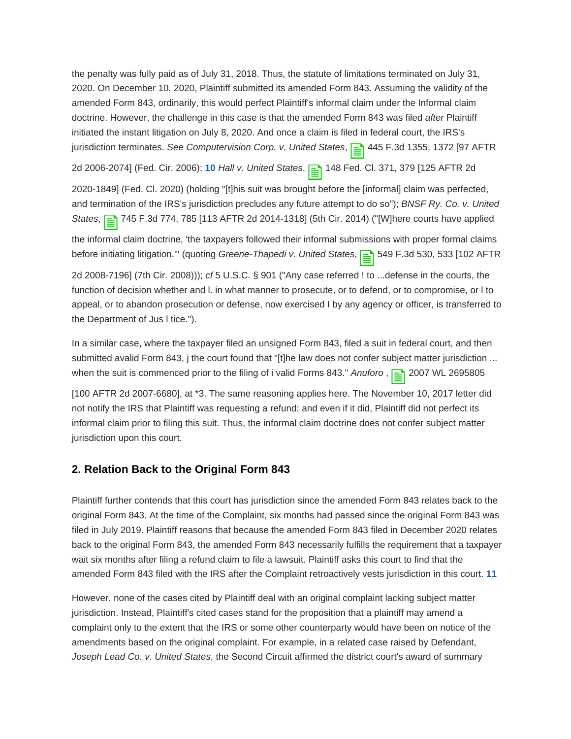the penalty was fully paid as of July 31, 2018. Thus, the statute of limitations terminated on July 31, 2020. On December 10, 2020, Plaintiff submitted its amended Form 843. Assuming the validity of the amended Form 843, ordinarily, this would perfect Plaintiff's informal claim under the Informal claim doctrine. However, the challenge in this case is that the amended Form 843 was filed *after* Plaintiff initiated the instant litigation on July 8, 2020. And once a claim is filed in federal court, the IRS's jurisdiction terminates. *See Computervision Corp. v. United States*, 445 F.3d 1355, 1372 [97 AFTR 2d 2006-2074] (Fed. Cir. 2006); **10** *Hall v. United States*, 148 Fed. Cl. 371, 379 [125 AFTR 2d 2020-1849] (Fed. Cl. 2020) (holding "[t]his suit was brought before the [informal] claim was perfected, and termination of the IRS's jurisdiction precludes any future attempt to do so"); *BNSF Ry. Co. v. United States*, 745 F.3d 774, 785 [113 AFTR 2d 2014-1318] (5th Cir. 2014) ("[W]here courts have applied the informal claim doctrine, 'the taxpayers followed their informal submissions with proper formal claims before initiating litigation.'" (quoting *Greene-Thapedi v. United States*, 549 F.3d 530, 533 [102 AFTR 2d 2008-7196] (7th Cir. 2008))); *cf* 5 U.S.C. § 901 ("Any case referred ! to ...defense in the courts, the function of decision whether and l. in what manner to prosecute, or to defend, or to compromise, or l to appeal, or to abandon prosecution or defense, now exercised I by any agency or officer, is transferred to the Department of Jus l tice.").

In a similar case, where the taxpayer filed an unsigned Form 843, filed a suit in federal court, and then submitted avalid Form 843, j the court found that "[t]he law does not confer subject matter jurisdiction ... when the suit is commenced prior to the filing of i valid Forms 843." *Anuforo* , 2007 WL 2695805 [100 AFTR 2d 2007-6680], at *3. The same reasoning applies here. The November 10, 2017 letter did not notify the IRS that Plaintiff was requesting a refund; and even if it did, Plaintiff did not perfect its informal claim prior to filing this suit. Thus, the informal claim doctrine does not confer subject matter jurisdiction upon this court.

## 2. Relation Back to the Original Form 843

Plaintiff further contends that this court has jurisdiction since the amended Form 843 relates back to the original Form 843. At the time of the Complaint, six months had passed since the original Form 843 was filed in July 2019. Plaintiff reasons that because the amended Form 843 filed in December 2020 relates back to the original Form 843, the amended Form 843 necessarily fulfills the requirement that a taxpayer wait six months after filing a refund claim to file a lawsuit. Plaintiff asks this court to find that the amended Form 843 filed with the IRS after the Complaint retroactively vests jurisdiction in this court. **11**

However, none of the cases cited by Plaintiff deal with an original complaint lacking subject matter jurisdiction. Instead, Plaintiff's cited cases stand for the proposition that a plaintiff may amend a complaint only to the extent that the IRS or some other counterparty would have been on notice of the amendments based on the original complaint. For example, in a related case raised by Defendant, *Joseph Lead Co. v. United States*, the Second Circuit affirmed the district court's award of summary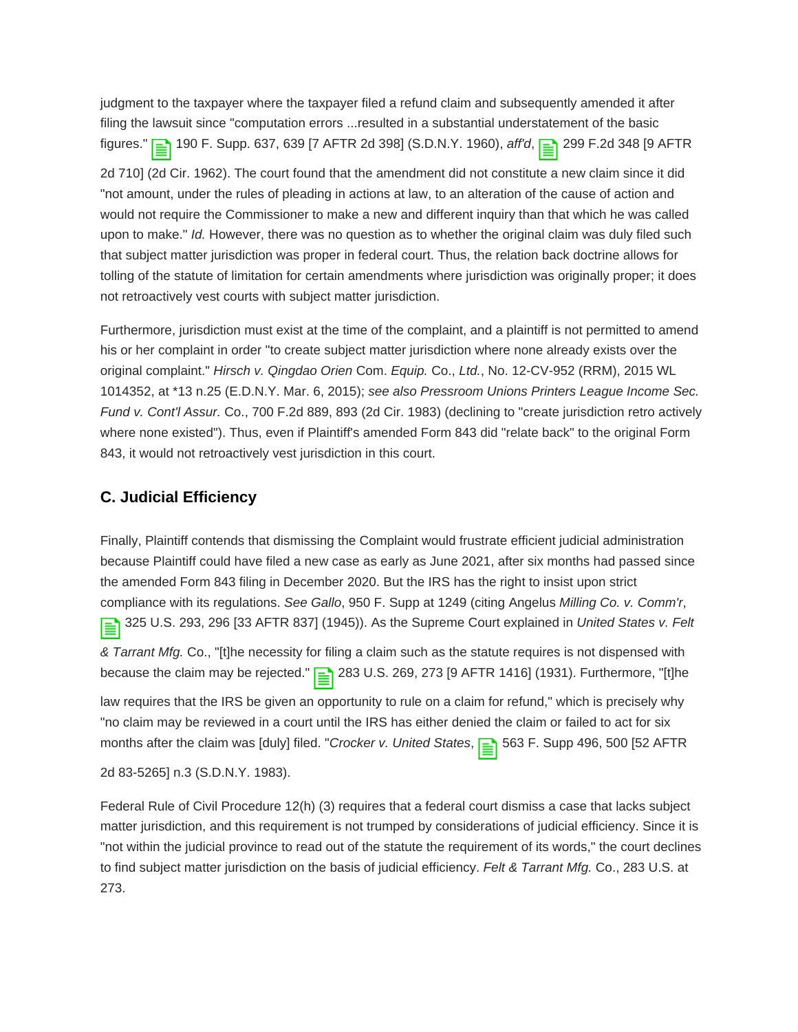judgment to the taxpayer where the taxpayer filed a refund claim and subsequently amended it after filing the lawsuit since "computation errors ...resulted in a substantial understatement of the basic figures." 190 F. Supp. 637, 639 [7 AFTR 2d 398] (S.D.N.Y. 1960), *aff'd*, 299 F.2d 348 [9 AFTR 2d 710] (2d Cir. 1962). The court found that the amendment did not constitute a new claim since it did "not amount, under the rules of pleading in actions at law, to an alteration of the cause of action and would not require the Commissioner to make a new and different inquiry than that which he was called upon to make." *Id.* However, there was no question as to whether the original claim was duly filed such that subject matter jurisdiction was proper in federal court. Thus, the relation back doctrine allows for tolling of the statute of limitation for certain amendments where jurisdiction was originally proper; it does not retroactively vest courts with subject matter jurisdiction.

Furthermore, jurisdiction must exist at the time of the complaint, and a plaintiff is not permitted to amend his or her complaint in order "to create subject matter jurisdiction where none already exists over the original complaint." *Hirsch v. Qingdao Orien* Com. *Equip.* Co., *Ltd.*, No. 12-CV-952 (RRM), 2015 WL 1014352, at *13 n.25 (E.D.N.Y. Mar. 6, 2015); *see also Pressroom Unions Printers League Income Sec. Fund v. Cont'l Assur.* Co., 700 F.2d 889, 893 (2d Cir. 1983) (declining to "create jurisdiction retro actively where none existed"). Thus, even if Plaintiff's amended Form 843 did "relate back" to the original Form 843, it would not retroactively vest jurisdiction in this court.

### C. Judicial Efficiency

Finally, Plaintiff contends that dismissing the Complaint would frustrate efficient judicial administration because Plaintiff could have filed a new case as early as June 2021, after six months had passed since the amended Form 843 filing in December 2020. But the IRS has the right to insist upon strict compliance with its regulations. *See Gallo*, 950 F. Supp at 1249 (citing Angelus *Milling Co. v. Comm'r*, 325 U.S. 293, 296 [33 AFTR 837] (1945)). As the Supreme Court explained in *United States v. Felt & Tarrant Mfg.* Co., "[t]he necessity for filing a claim such as the statute requires is not dispensed with because the claim may be rejected." 283 U.S. 269, 273 [9 AFTR 1416] (1931). Furthermore, "[t]he law requires that the IRS be given an opportunity to rule on a claim for refund," which is precisely why "no claim may be reviewed in a court until the IRS has either denied the claim or failed to act for six months after the claim was [duly] filed. "*Crocker v. United States*, 563 F. Supp 496, 500 [52 AFTR 2d 83-5265] n.3 (S.D.N.Y. 1983).

Federal Rule of Civil Procedure 12(h) (3) requires that a federal court dismiss a case that lacks subject matter jurisdiction, and this requirement is not trumped by considerations of judicial efficiency. Since it is "not within the judicial province to read out of the statute the requirement of its words," the court declines to find subject matter jurisdiction on the basis of judicial efficiency. *Felt & Tarrant Mfg.* Co., 283 U.S. at 273.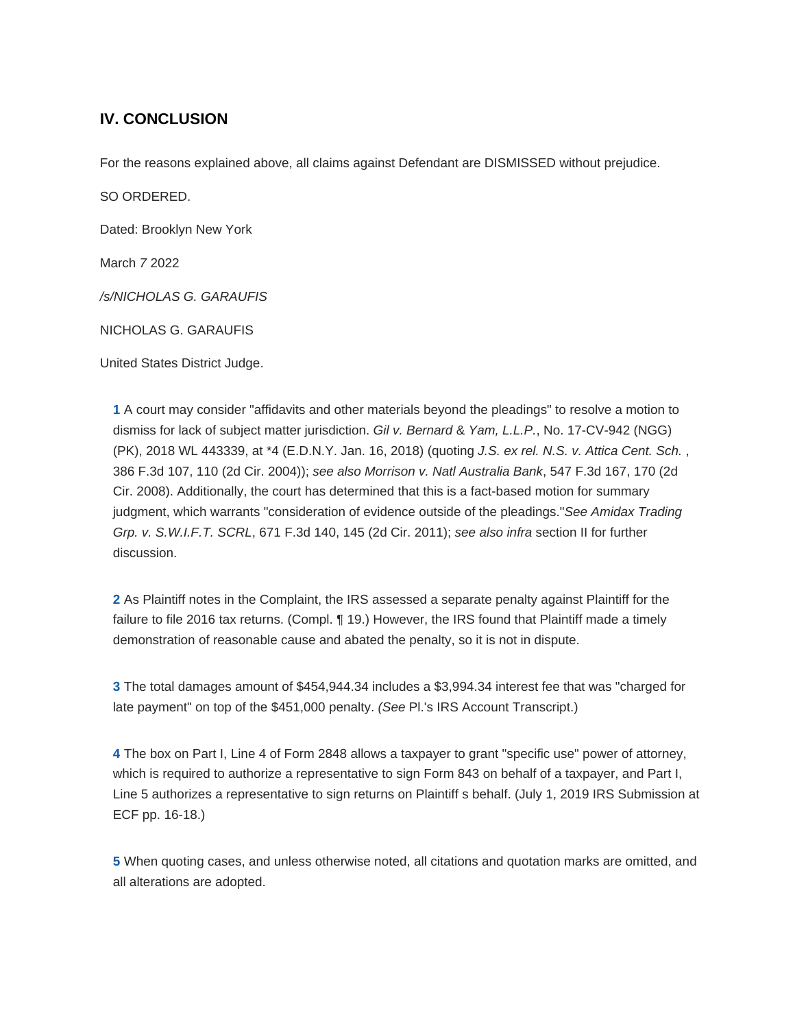## IV. CONCLUSION

For the reasons explained above, all claims against Defendant are DISMISSED without prejudice.

SO ORDERED.

Dated: Brooklyn New York

March *7* 2022

*/s/NICHOLAS G. GARAUFIS*

NICHOLAS G. GARAUFIS

United States District Judge.

**1** A court may consider "affidavits and other materials beyond the pleadings" to resolve a motion to dismiss for lack of subject matter jurisdiction. *Gil v. Bernard* & *Yam, L.L.P.*, No. 17-CV-942 (NGG) (PK), 2018 WL 443339, at *4 (E.D.N.Y. Jan. 16, 2018) (quoting *J.S. ex rel. N.S. v. Attica Cent. Sch.* , 386 F.3d 107, 110 (2d Cir. 2004)); *see also Morrison v. Natl Australia Bank*, 547 F.3d 167, 170 (2d Cir. 2008). Additionally, the court has determined that this is a fact-based motion for summary judgment, which warrants "consideration of evidence outside of the pleadings."*See Amidax Trading Grp. v. S.W.I.F.T. SCRL*, 671 F.3d 140, 145 (2d Cir. 2011); *see also infra* section II for further discussion.

**2** As Plaintiff notes in the Complaint, the IRS assessed a separate penalty against Plaintiff for the failure to file 2016 tax returns. (Compl. ¶ 19.) However, the IRS found that Plaintiff made a timely demonstration of reasonable cause and abated the penalty, so it is not in dispute.

**3** The total damages amount of $454,944.34 includes a $3,994.34 interest fee that was "charged for late payment" on top of the $451,000 penalty. *(See* Pl.'s IRS Account Transcript.)

**4** The box on Part I, Line 4 of Form 2848 allows a taxpayer to grant "specific use" power of attorney, which is required to authorize a representative to sign Form 843 on behalf of a taxpayer, and Part I, Line 5 authorizes a representative to sign returns on Plaintiff s behalf. (July 1, 2019 IRS Submission at ECF pp. 16-18.)

**5** When quoting cases, and unless otherwise noted, all citations and quotation marks are omitted, and all alterations are adopted.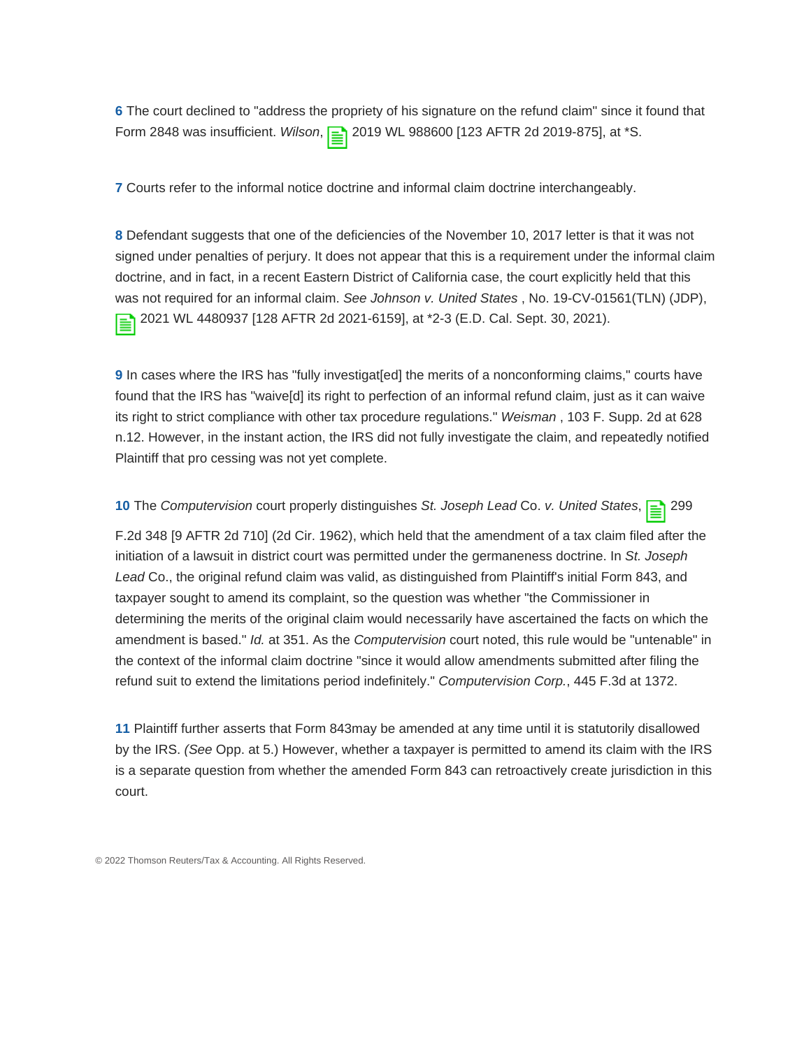**6** The court declined to "address the propriety of his signature on the refund claim" since it found that Form 2848 was insufficient. *Wilson*, 2019 WL 988600 [123 AFTR 2d 2019-875], at *S.

**7** Courts refer to the informal notice doctrine and informal claim doctrine interchangeably.

**8** Defendant suggests that one of the deficiencies of the November 10, 2017 letter is that it was not signed under penalties of perjury. It does not appear that this is a requirement under the informal claim doctrine, and in fact, in a recent Eastern District of California case, the court explicitly held that this was not required for an informal claim. *See Johnson v. United States* , No. 19-CV-01561(TLN) (JDP), 2021 WL 4480937 [128 AFTR 2d 2021-6159], at *2-3 (E.D. Cal. Sept. 30, 2021).

**9** In cases where the IRS has "fully investigat[ed] the merits of a nonconforming claims," courts have found that the IRS has "waive[d] its right to perfection of an informal refund claim, just as it can waive its right to strict compliance with other tax procedure regulations." *Weisman* , 103 F. Supp. 2d at 628 n.12. However, in the instant action, the IRS did not fully investigate the claim, and repeatedly notified Plaintiff that pro cessing was not yet complete.

**10** The *Computervision* court properly distinguishes *St. Joseph Lead* Co. *v. United States*, 299 F.2d 348 [9 AFTR 2d 710] (2d Cir. 1962), which held that the amendment of a tax claim filed after the initiation of a lawsuit in district court was permitted under the germaneness doctrine. In *St. Joseph Lead* Co., the original refund claim was valid, as distinguished from Plaintiff's initial Form 843, and taxpayer sought to amend its complaint, so the question was whether "the Commissioner in determining the merits of the original claim would necessarily have ascertained the facts on which the amendment is based." *Id.* at 351. As the *Computervision* court noted, this rule would be "untenable" in the context of the informal claim doctrine "since it would allow amendments submitted after filing the refund suit to extend the limitations period indefinitely." *Computervision Corp.*, 445 F.3d at 1372.

**11** Plaintiff further asserts that Form 843may be amended at any time until it is statutorily disallowed by the IRS. *(See* Opp. at 5.) However, whether a taxpayer is permitted to amend its claim with the IRS is a separate question from whether the amended Form 843 can retroactively create jurisdiction in this court.

© 2022 Thomson Reuters/Tax & Accounting. All Rights Reserved.